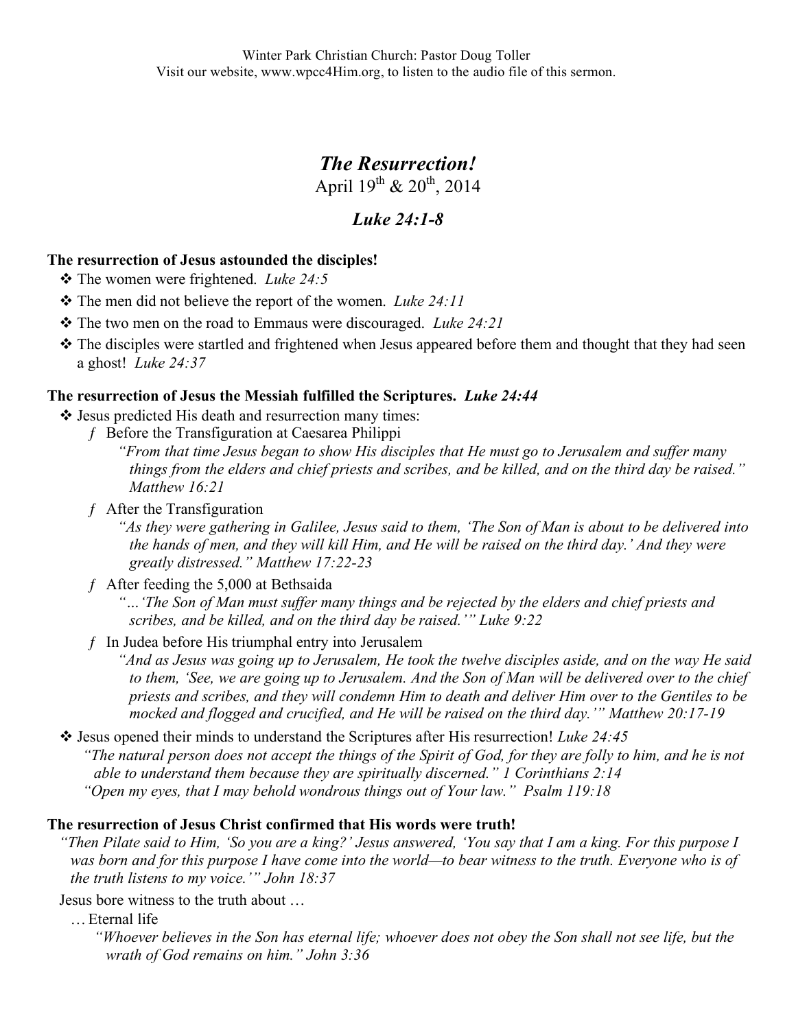Winter Park Christian Church: Pastor Doug Toller
Visit our website, www.wpcc4Him.org, to listen to the audio file of this sermon.

# *The Resurrection!*

April 19th & 20th, 2014

## *Luke 24:1-8*

**The resurrection of Jesus astounded the disciples!**

- The women were frightened. *Luke 24:5*
- The men did not believe the report of the women. *Luke 24:11*
- The two men on the road to Emmaus were discouraged. *Luke 24:21*
- The disciples were startled and frightened when Jesus appeared before them and thought that they had seen a ghost! *Luke 24:37*

**The resurrection of Jesus the Messiah fulfilled the Scriptures.** ***Luke 24:44***

- Jesus predicted His death and resurrection many times:
  - Before the Transfiguration at Caesarea Philippi

    *"From that time Jesus began to show His disciples that He must go to Jerusalem and suffer many things from the elders and chief priests and scribes, and be killed, and on the third day be raised." Matthew 16:21*
  - After the Transfiguration

    *"As they were gathering in Galilee, Jesus said to them, 'The Son of Man is about to be delivered into the hands of men, and they will kill Him, and He will be raised on the third day.' And they were greatly distressed." Matthew 17:22-23*
  - After feeding the 5,000 at Bethsaida

    *"…'The Son of Man must suffer many things and be rejected by the elders and chief priests and scribes, and be killed, and on the third day be raised.'" Luke 9:22*
  - In Judea before His triumphal entry into Jerusalem

    *"And as Jesus was going up to Jerusalem, He took the twelve disciples aside, and on the way He said to them, 'See, we are going up to Jerusalem. And the Son of Man will be delivered over to the chief priests and scribes, and they will condemn Him to death and deliver Him over to the Gentiles to be mocked and flogged and crucified, and He will be raised on the third day.'" Matthew 20:17-19*
- Jesus opened their minds to understand the Scriptures after His resurrection! *Luke 24:45*

  *"The natural person does not accept the things of the Spirit of God, for they are folly to him, and he is not able to understand them because they are spiritually discerned." 1 Corinthians 2:14*

  *"Open my eyes, that I may behold wondrous things out of Your law." Psalm 119:18*

**The resurrection of Jesus Christ confirmed that His words were truth!**

*"Then Pilate said to Him, 'So you are a king?' Jesus answered, 'You say that I am a king. For this purpose I was born and for this purpose I have come into the world—to bear witness to the truth. Everyone who is of the truth listens to my voice.'" John 18:37*

Jesus bore witness to the truth about …

… Eternal life

*"Whoever believes in the Son has eternal life; whoever does not obey the Son shall not see life, but the wrath of God remains on him." John 3:36*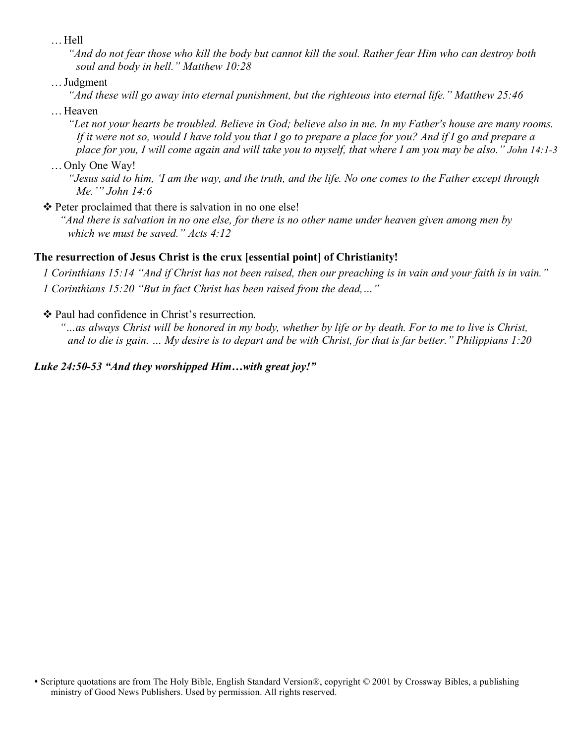… Hell

*"And do not fear those who kill the body but cannot kill the soul. Rather fear Him who can destroy both soul and body in hell." Matthew 10:28*

… Judgment

*"And these will go away into eternal punishment, but the righteous into eternal life." Matthew 25:46*

… Heaven

*"Let not your hearts be troubled. Believe in God; believe also in me. In my Father's house are many rooms. If it were not so, would I have told you that I go to prepare a place for you? And if I go and prepare a place for you, I will come again and will take you to myself, that where I am you may be also." John 14:1-3*

… Only One Way!

*"Jesus said to him, 'I am the way, and the truth, and the life. No one comes to the Father except through Me.'" John 14:6*

❖ Peter proclaimed that there is salvation in no one else!

*"And there is salvation in no one else, for there is no other name under heaven given among men by which we must be saved." Acts 4:12*

**The resurrection of Jesus Christ is the crux [essential point] of Christianity!**

*1 Corinthians 15:14 "And if Christ has not been raised, then our preaching is in vain and your faith is in vain."*

*1 Corinthians 15:20 "But in fact Christ has been raised from the dead,…"*

❖ Paul had confidence in Christ's resurrection.

*"…as always Christ will be honored in my body, whether by life or by death. For to me to live is Christ, and to die is gain. … My desire is to depart and be with Christ, for that is far better." Philippians 1:20*

***Luke 24:50-53 "And they worshipped Him…with great joy!"***

⬧ Scripture quotations are from The Holy Bible, English Standard Version®, copyright © 2001 by Crossway Bibles, a publishing ministry of Good News Publishers. Used by permission. All rights reserved.